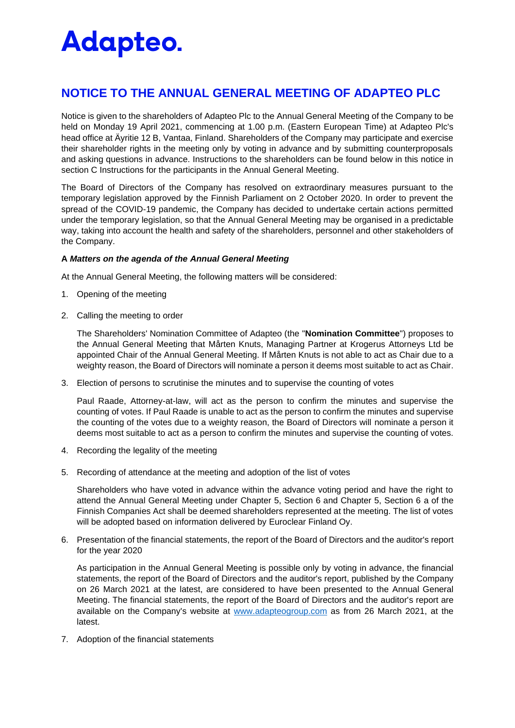Adapteo.

# NOTICE TO THE ANNUAL GENERAL MEETING OF ADAPTEO PLC

Notice is given to the shareholders of Adapteo Plc to the Annual General Meeting of the Company to be held on Monday 19 April 2021, commencing at 1.00 p.m. (Eastern European Time) at Adapteo Plc's head office at Äyritie 12 B, Vantaa, Finland. Shareholders of the Company may participate and exercise their shareholder rights in the meeting only by voting in advance and by submitting counterproposals and asking questions in advance. Instructions to the shareholders can be found below in this notice in section C Instructions for the participants in the Annual General Meeting.

The Board of Directors of the Company has resolved on extraordinary measures pursuant to the temporary legislation approved by the Finnish Parliament on 2 October 2020. In order to prevent the spread of the COVID-19 pandemic, the Company has decided to undertake certain actions permitted under the temporary legislation, so that the Annual General Meeting may be organised in a predictable way, taking into account the health and safety of the shareholders, personnel and other stakeholders of the Company.

**A *Matters on the agenda of the Annual General Meeting***

At the Annual General Meeting, the following matters will be considered:

1. Opening of the meeting

2. Calling the meeting to order

   The Shareholders' Nomination Committee of Adapteo (the "**Nomination Committee**") proposes to the Annual General Meeting that Mårten Knuts, Managing Partner at Krogerus Attorneys Ltd be appointed Chair of the Annual General Meeting. If Mårten Knuts is not able to act as Chair due to a weighty reason, the Board of Directors will nominate a person it deems most suitable to act as Chair.

3. Election of persons to scrutinise the minutes and to supervise the counting of votes

   Paul Raade, Attorney-at-law, will act as the person to confirm the minutes and supervise the counting of votes. If Paul Raade is unable to act as the person to confirm the minutes and supervise the counting of the votes due to a weighty reason, the Board of Directors will nominate a person it deems most suitable to act as a person to confirm the minutes and supervise the counting of votes.

4. Recording the legality of the meeting

5. Recording of attendance at the meeting and adoption of the list of votes

   Shareholders who have voted in advance within the advance voting period and have the right to attend the Annual General Meeting under Chapter 5, Section 6 and Chapter 5, Section 6 a of the Finnish Companies Act shall be deemed shareholders represented at the meeting. The list of votes will be adopted based on information delivered by Euroclear Finland Oy.

6. Presentation of the financial statements, the report of the Board of Directors and the auditor's report for the year 2020

   As participation in the Annual General Meeting is possible only by voting in advance, the financial statements, the report of the Board of Directors and the auditor's report, published by the Company on 26 March 2021 at the latest, are considered to have been presented to the Annual General Meeting. The financial statements, the report of the Board of Directors and the auditor's report are available on the Company's website at www.adapteogroup.com as from 26 March 2021, at the latest.

7. Adoption of the financial statements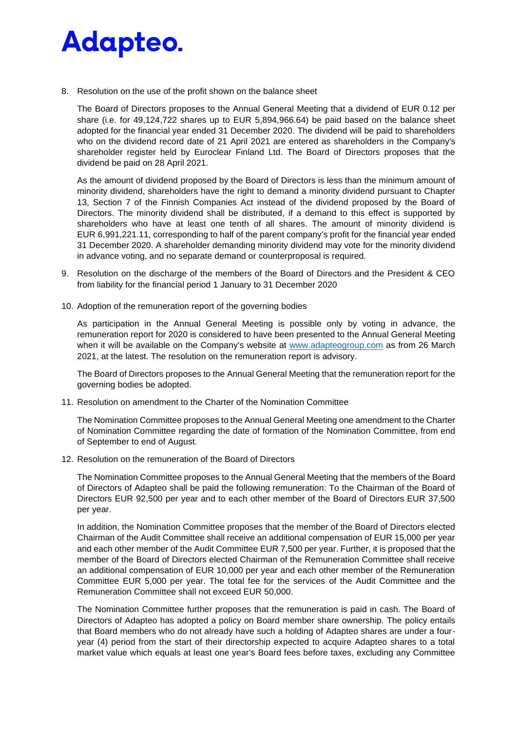8. Resolution on the use of the profit shown on the balance sheet

   The Board of Directors proposes to the Annual General Meeting that a dividend of EUR 0.12 per share (i.e. for 49,124,722 shares up to EUR 5,894,966.64) be paid based on the balance sheet adopted for the financial year ended 31 December 2020. The dividend will be paid to shareholders who on the dividend record date of 21 April 2021 are entered as shareholders in the Company's shareholder register held by Euroclear Finland Ltd. The Board of Directors proposes that the dividend be paid on 28 April 2021.

   As the amount of dividend proposed by the Board of Directors is less than the minimum amount of minority dividend, shareholders have the right to demand a minority dividend pursuant to Chapter 13, Section 7 of the Finnish Companies Act instead of the dividend proposed by the Board of Directors. The minority dividend shall be distributed, if a demand to this effect is supported by shareholders who have at least one tenth of all shares. The amount of minority dividend is EUR 6,991,221.11, corresponding to half of the parent company's profit for the financial year ended 31 December 2020. A shareholder demanding minority dividend may vote for the minority dividend in advance voting, and no separate demand or counterproposal is required.

9. Resolution on the discharge of the members of the Board of Directors and the President & CEO from liability for the financial period 1 January to 31 December 2020

10. Adoption of the remuneration report of the governing bodies

    As participation in the Annual General Meeting is possible only by voting in advance, the remuneration report for 2020 is considered to have been presented to the Annual General Meeting when it will be available on the Company's website at www.adapteogroup.com as from 26 March 2021, at the latest. The resolution on the remuneration report is advisory.

    The Board of Directors proposes to the Annual General Meeting that the remuneration report for the governing bodies be adopted.

11. Resolution on amendment to the Charter of the Nomination Committee

    The Nomination Committee proposes to the Annual General Meeting one amendment to the Charter of Nomination Committee regarding the date of formation of the Nomination Committee, from end of September to end of August.

12. Resolution on the remuneration of the Board of Directors

    The Nomination Committee proposes to the Annual General Meeting that the members of the Board of Directors of Adapteo shall be paid the following remuneration: To the Chairman of the Board of Directors EUR 92,500 per year and to each other member of the Board of Directors EUR 37,500 per year.

    In addition, the Nomination Committee proposes that the member of the Board of Directors elected Chairman of the Audit Committee shall receive an additional compensation of EUR 15,000 per year and each other member of the Audit Committee EUR 7,500 per year. Further, it is proposed that the member of the Board of Directors elected Chairman of the Remuneration Committee shall receive an additional compensation of EUR 10,000 per year and each other member of the Remuneration Committee EUR 5,000 per year. The total fee for the services of the Audit Committee and the Remuneration Committee shall not exceed EUR 50,000.

    The Nomination Committee further proposes that the remuneration is paid in cash. The Board of Directors of Adapteo has adopted a policy on Board member share ownership. The policy entails that Board members who do not already have such a holding of Adapteo shares are under a four-year (4) period from the start of their directorship expected to acquire Adapteo shares to a total market value which equals at least one year's Board fees before taxes, excluding any Committee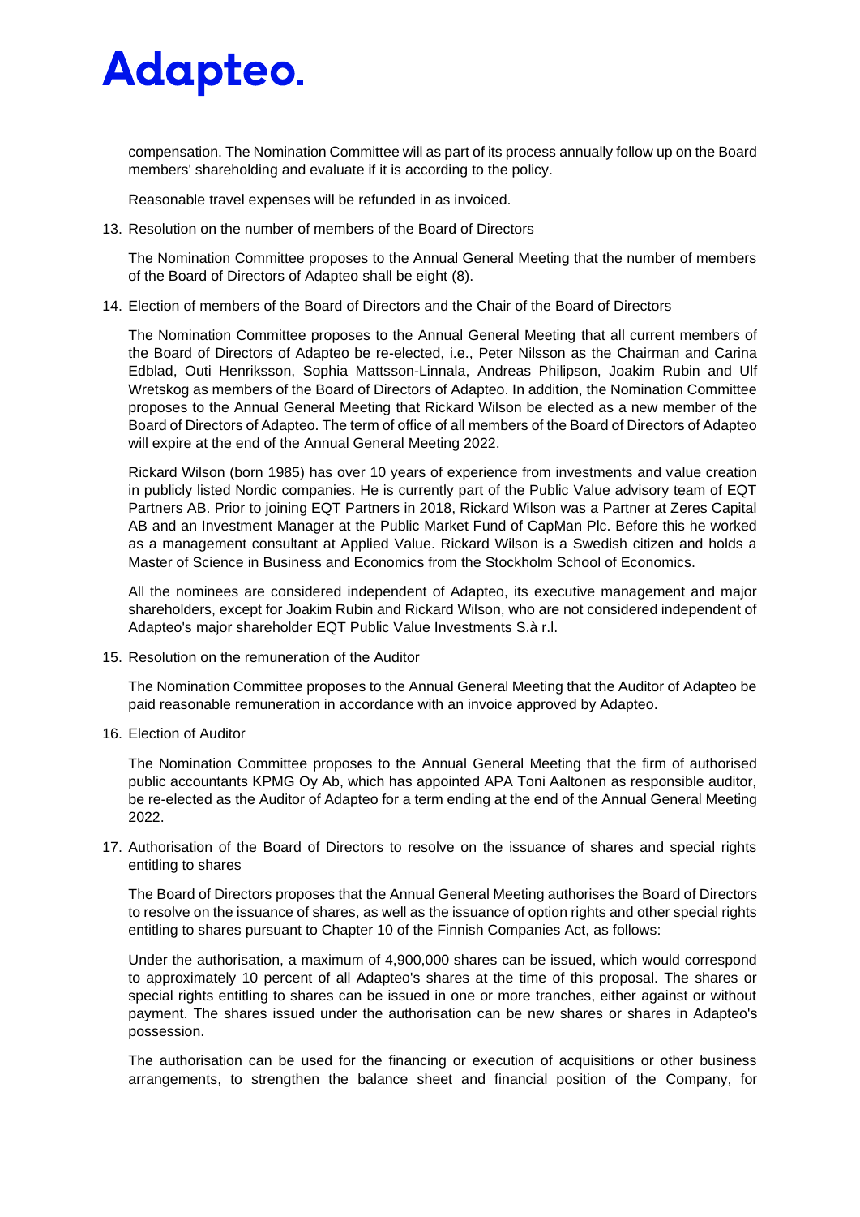compensation. The Nomination Committee will as part of its process annually follow up on the Board members' shareholding and evaluate if it is according to the policy.

Reasonable travel expenses will be refunded in as invoiced.

13. Resolution on the number of members of the Board of Directors

    The Nomination Committee proposes to the Annual General Meeting that the number of members of the Board of Directors of Adapteo shall be eight (8).

14. Election of members of the Board of Directors and the Chair of the Board of Directors

    The Nomination Committee proposes to the Annual General Meeting that all current members of the Board of Directors of Adapteo be re-elected, i.e., Peter Nilsson as the Chairman and Carina Edblad, Outi Henriksson, Sophia Mattsson-Linnala, Andreas Philipson, Joakim Rubin and Ulf Wretskog as members of the Board of Directors of Adapteo. In addition, the Nomination Committee proposes to the Annual General Meeting that Rickard Wilson be elected as a new member of the Board of Directors of Adapteo. The term of office of all members of the Board of Directors of Adapteo will expire at the end of the Annual General Meeting 2022.

    Rickard Wilson (born 1985) has over 10 years of experience from investments and value creation in publicly listed Nordic companies. He is currently part of the Public Value advisory team of EQT Partners AB. Prior to joining EQT Partners in 2018, Rickard Wilson was a Partner at Zeres Capital AB and an Investment Manager at the Public Market Fund of CapMan Plc. Before this he worked as a management consultant at Applied Value. Rickard Wilson is a Swedish citizen and holds a Master of Science in Business and Economics from the Stockholm School of Economics.

    All the nominees are considered independent of Adapteo, its executive management and major shareholders, except for Joakim Rubin and Rickard Wilson, who are not considered independent of Adapteo's major shareholder EQT Public Value Investments S.à r.l.

15. Resolution on the remuneration of the Auditor

    The Nomination Committee proposes to the Annual General Meeting that the Auditor of Adapteo be paid reasonable remuneration in accordance with an invoice approved by Adapteo.

16. Election of Auditor

    The Nomination Committee proposes to the Annual General Meeting that the firm of authorised public accountants KPMG Oy Ab, which has appointed APA Toni Aaltonen as responsible auditor, be re-elected as the Auditor of Adapteo for a term ending at the end of the Annual General Meeting 2022.

17. Authorisation of the Board of Directors to resolve on the issuance of shares and special rights entitling to shares

    The Board of Directors proposes that the Annual General Meeting authorises the Board of Directors to resolve on the issuance of shares, as well as the issuance of option rights and other special rights entitling to shares pursuant to Chapter 10 of the Finnish Companies Act, as follows:

    Under the authorisation, a maximum of 4,900,000 shares can be issued, which would correspond to approximately 10 percent of all Adapteo's shares at the time of this proposal. The shares or special rights entitling to shares can be issued in one or more tranches, either against or without payment. The shares issued under the authorisation can be new shares or shares in Adapteo's possession.

    The authorisation can be used for the financing or execution of acquisitions or other business arrangements, to strengthen the balance sheet and financial position of the Company, for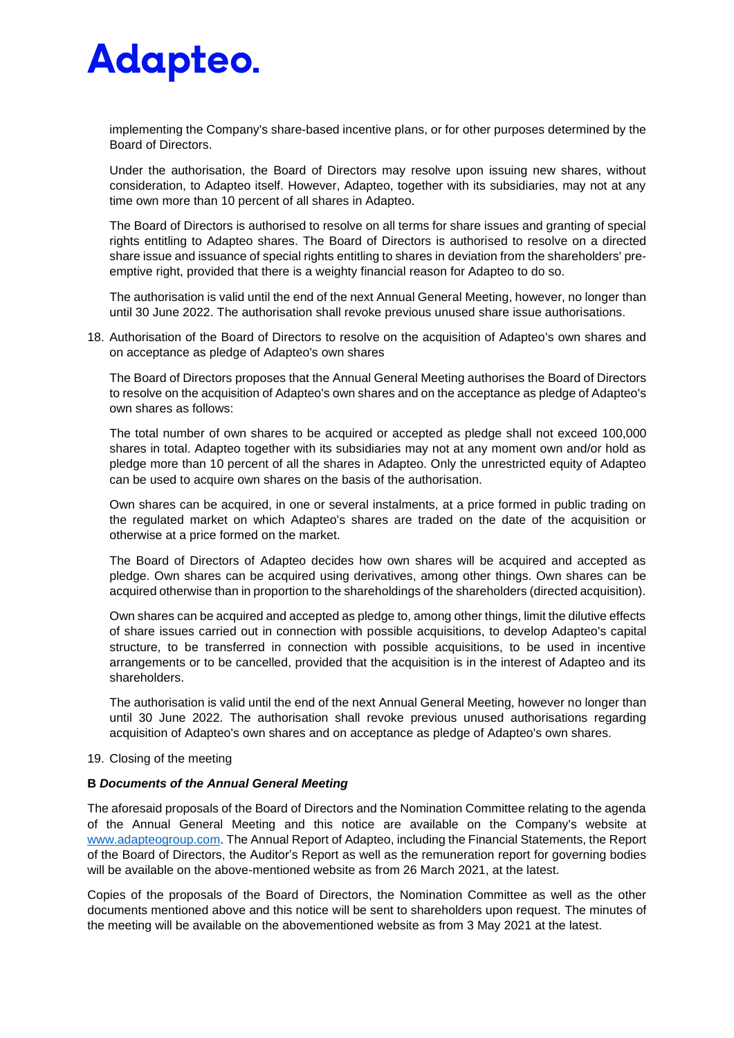implementing the Company's share-based incentive plans, or for other purposes determined by the Board of Directors.

Under the authorisation, the Board of Directors may resolve upon issuing new shares, without consideration, to Adapteo itself. However, Adapteo, together with its subsidiaries, may not at any time own more than 10 percent of all shares in Adapteo.

The Board of Directors is authorised to resolve on all terms for share issues and granting of special rights entitling to Adapteo shares. The Board of Directors is authorised to resolve on a directed share issue and issuance of special rights entitling to shares in deviation from the shareholders' pre-emptive right, provided that there is a weighty financial reason for Adapteo to do so.

The authorisation is valid until the end of the next Annual General Meeting, however, no longer than until 30 June 2022. The authorisation shall revoke previous unused share issue authorisations.

18. Authorisation of the Board of Directors to resolve on the acquisition of Adapteo's own shares and on acceptance as pledge of Adapteo's own shares

   The Board of Directors proposes that the Annual General Meeting authorises the Board of Directors to resolve on the acquisition of Adapteo's own shares and on the acceptance as pledge of Adapteo's own shares as follows:

   The total number of own shares to be acquired or accepted as pledge shall not exceed 100,000 shares in total. Adapteo together with its subsidiaries may not at any moment own and/or hold as pledge more than 10 percent of all the shares in Adapteo. Only the unrestricted equity of Adapteo can be used to acquire own shares on the basis of the authorisation.

   Own shares can be acquired, in one or several instalments, at a price formed in public trading on the regulated market on which Adapteo's shares are traded on the date of the acquisition or otherwise at a price formed on the market.

   The Board of Directors of Adapteo decides how own shares will be acquired and accepted as pledge. Own shares can be acquired using derivatives, among other things. Own shares can be acquired otherwise than in proportion to the shareholdings of the shareholders (directed acquisition).

   Own shares can be acquired and accepted as pledge to, among other things, limit the dilutive effects of share issues carried out in connection with possible acquisitions, to develop Adapteo's capital structure, to be transferred in connection with possible acquisitions, to be used in incentive arrangements or to be cancelled, provided that the acquisition is in the interest of Adapteo and its shareholders.

   The authorisation is valid until the end of the next Annual General Meeting, however no longer than until 30 June 2022. The authorisation shall revoke previous unused authorisations regarding acquisition of Adapteo's own shares and on acceptance as pledge of Adapteo's own shares.

19. Closing of the meeting

**B *Documents of the Annual General Meeting***

The aforesaid proposals of the Board of Directors and the Nomination Committee relating to the agenda of the Annual General Meeting and this notice are available on the Company's website at www.adapteogroup.com. The Annual Report of Adapteo, including the Financial Statements, the Report of the Board of Directors, the Auditor's Report as well as the remuneration report for governing bodies will be available on the above-mentioned website as from 26 March 2021, at the latest.

Copies of the proposals of the Board of Directors, the Nomination Committee as well as the other documents mentioned above and this notice will be sent to shareholders upon request. The minutes of the meeting will be available on the abovementioned website as from 3 May 2021 at the latest.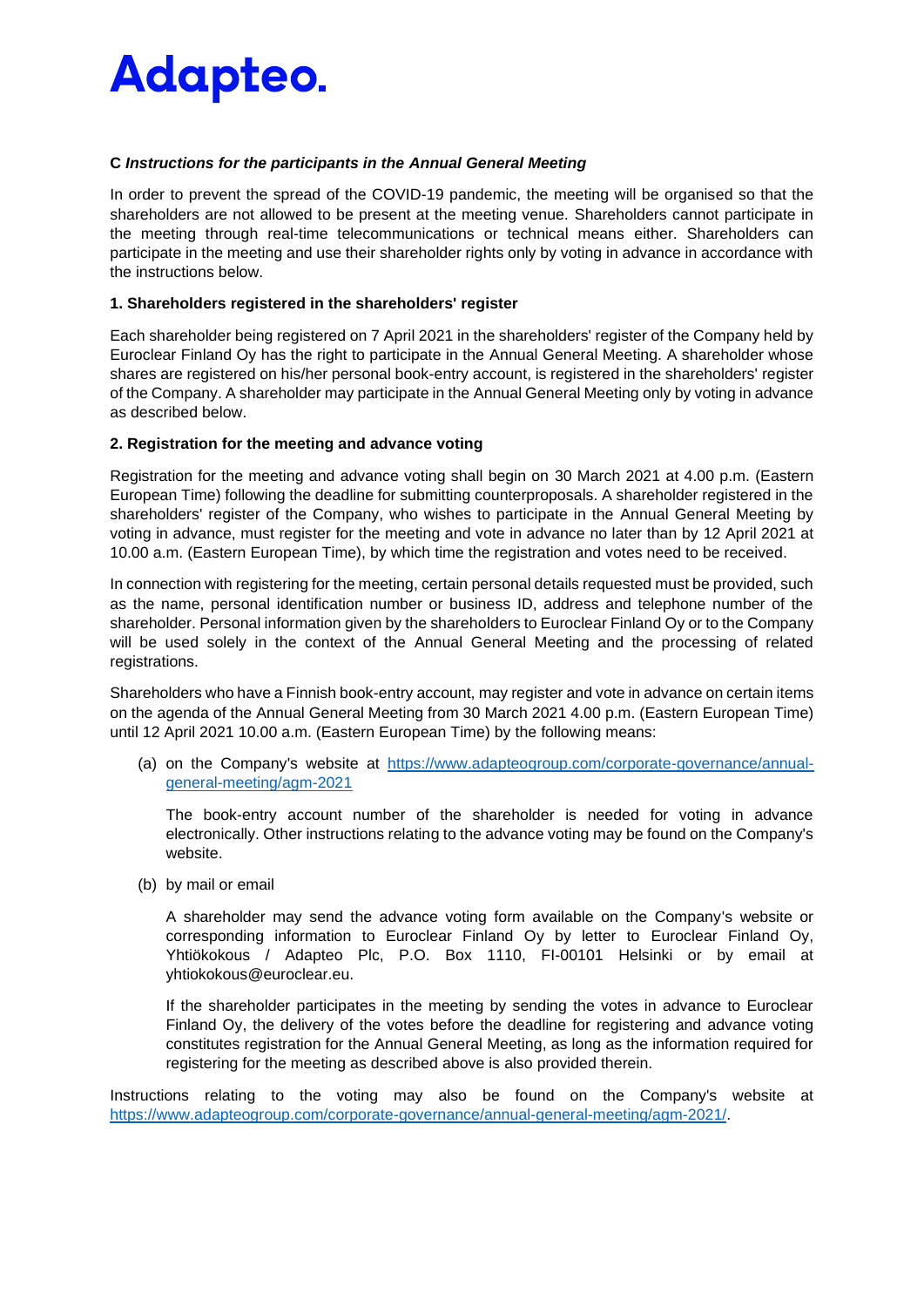### C *Instructions for the participants in the Annual General Meeting*

In order to prevent the spread of the COVID-19 pandemic, the meeting will be organised so that the shareholders are not allowed to be present at the meeting venue. Shareholders cannot participate in the meeting through real-time telecommunications or technical means either. Shareholders can participate in the meeting and use their shareholder rights only by voting in advance in accordance with the instructions below.

#### 1. Shareholders registered in the shareholders' register

Each shareholder being registered on 7 April 2021 in the shareholders' register of the Company held by Euroclear Finland Oy has the right to participate in the Annual General Meeting. A shareholder whose shares are registered on his/her personal book-entry account, is registered in the shareholders' register of the Company. A shareholder may participate in the Annual General Meeting only by voting in advance as described below.

#### 2. Registration for the meeting and advance voting

Registration for the meeting and advance voting shall begin on 30 March 2021 at 4.00 p.m. (Eastern European Time) following the deadline for submitting counterproposals. A shareholder registered in the shareholders' register of the Company, who wishes to participate in the Annual General Meeting by voting in advance, must register for the meeting and vote in advance no later than by 12 April 2021 at 10.00 a.m. (Eastern European Time), by which time the registration and votes need to be received.

In connection with registering for the meeting, certain personal details requested must be provided, such as the name, personal identification number or business ID, address and telephone number of the shareholder. Personal information given by the shareholders to Euroclear Finland Oy or to the Company will be used solely in the context of the Annual General Meeting and the processing of related registrations.

Shareholders who have a Finnish book-entry account, may register and vote in advance on certain items on the agenda of the Annual General Meeting from 30 March 2021 4.00 p.m. (Eastern European Time) until 12 April 2021 10.00 a.m. (Eastern European Time) by the following means:

(a) on the Company's website at https://www.adapteogroup.com/corporate-governance/annual-general-meeting/agm-2021

The book-entry account number of the shareholder is needed for voting in advance electronically. Other instructions relating to the advance voting may be found on the Company's website.

(b) by mail or email

A shareholder may send the advance voting form available on the Company's website or corresponding information to Euroclear Finland Oy by letter to Euroclear Finland Oy, Yhtiökokous / Adapteo Plc, P.O. Box 1110, FI-00101 Helsinki or by email at yhtiokokous@euroclear.eu.

If the shareholder participates in the meeting by sending the votes in advance to Euroclear Finland Oy, the delivery of the votes before the deadline for registering and advance voting constitutes registration for the Annual General Meeting, as long as the information required for registering for the meeting as described above is also provided therein.

Instructions relating to the voting may also be found on the Company's website at https://www.adapteogroup.com/corporate-governance/annual-general-meeting/agm-2021/.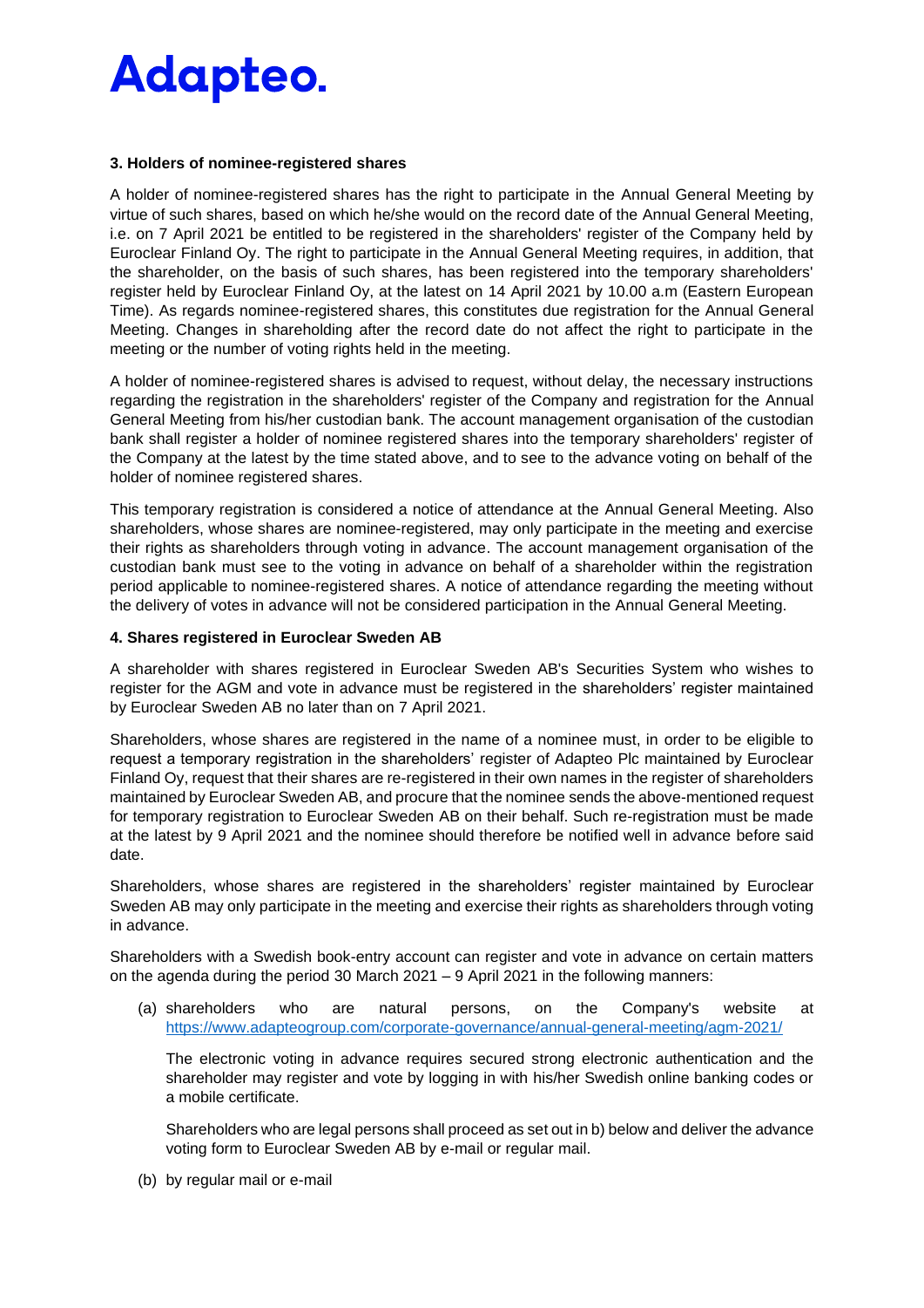### 3. Holders of nominee-registered shares

A holder of nominee-registered shares has the right to participate in the Annual General Meeting by virtue of such shares, based on which he/she would on the record date of the Annual General Meeting, i.e. on 7 April 2021 be entitled to be registered in the shareholders' register of the Company held by Euroclear Finland Oy. The right to participate in the Annual General Meeting requires, in addition, that the shareholder, on the basis of such shares, has been registered into the temporary shareholders' register held by Euroclear Finland Oy, at the latest on 14 April 2021 by 10.00 a.m (Eastern European Time). As regards nominee-registered shares, this constitutes due registration for the Annual General Meeting. Changes in shareholding after the record date do not affect the right to participate in the meeting or the number of voting rights held in the meeting.

A holder of nominee-registered shares is advised to request, without delay, the necessary instructions regarding the registration in the shareholders' register of the Company and registration for the Annual General Meeting from his/her custodian bank. The account management organisation of the custodian bank shall register a holder of nominee registered shares into the temporary shareholders' register of the Company at the latest by the time stated above, and to see to the advance voting on behalf of the holder of nominee registered shares.

This temporary registration is considered a notice of attendance at the Annual General Meeting. Also shareholders, whose shares are nominee-registered, may only participate in the meeting and exercise their rights as shareholders through voting in advance. The account management organisation of the custodian bank must see to the voting in advance on behalf of a shareholder within the registration period applicable to nominee-registered shares. A notice of attendance regarding the meeting without the delivery of votes in advance will not be considered participation in the Annual General Meeting.

### 4. Shares registered in Euroclear Sweden AB

A shareholder with shares registered in Euroclear Sweden AB's Securities System who wishes to register for the AGM and vote in advance must be registered in the shareholders' register maintained by Euroclear Sweden AB no later than on 7 April 2021.

Shareholders, whose shares are registered in the name of a nominee must, in order to be eligible to request a temporary registration in the shareholders' register of Adapteo Plc maintained by Euroclear Finland Oy, request that their shares are re-registered in their own names in the register of shareholders maintained by Euroclear Sweden AB, and procure that the nominee sends the above-mentioned request for temporary registration to Euroclear Sweden AB on their behalf. Such re-registration must be made at the latest by 9 April 2021 and the nominee should therefore be notified well in advance before said date.

Shareholders, whose shares are registered in the shareholders' register maintained by Euroclear Sweden AB may only participate in the meeting and exercise their rights as shareholders through voting in advance.

Shareholders with a Swedish book-entry account can register and vote in advance on certain matters on the agenda during the period 30 March 2021 – 9 April 2021 in the following manners:

(a) shareholders who are natural persons, on the Company's website at https://www.adapteogroup.com/corporate-governance/annual-general-meeting/agm-2021/

The electronic voting in advance requires secured strong electronic authentication and the shareholder may register and vote by logging in with his/her Swedish online banking codes or a mobile certificate.

Shareholders who are legal persons shall proceed as set out in b) below and deliver the advance voting form to Euroclear Sweden AB by e-mail or regular mail.

(b) by regular mail or e-mail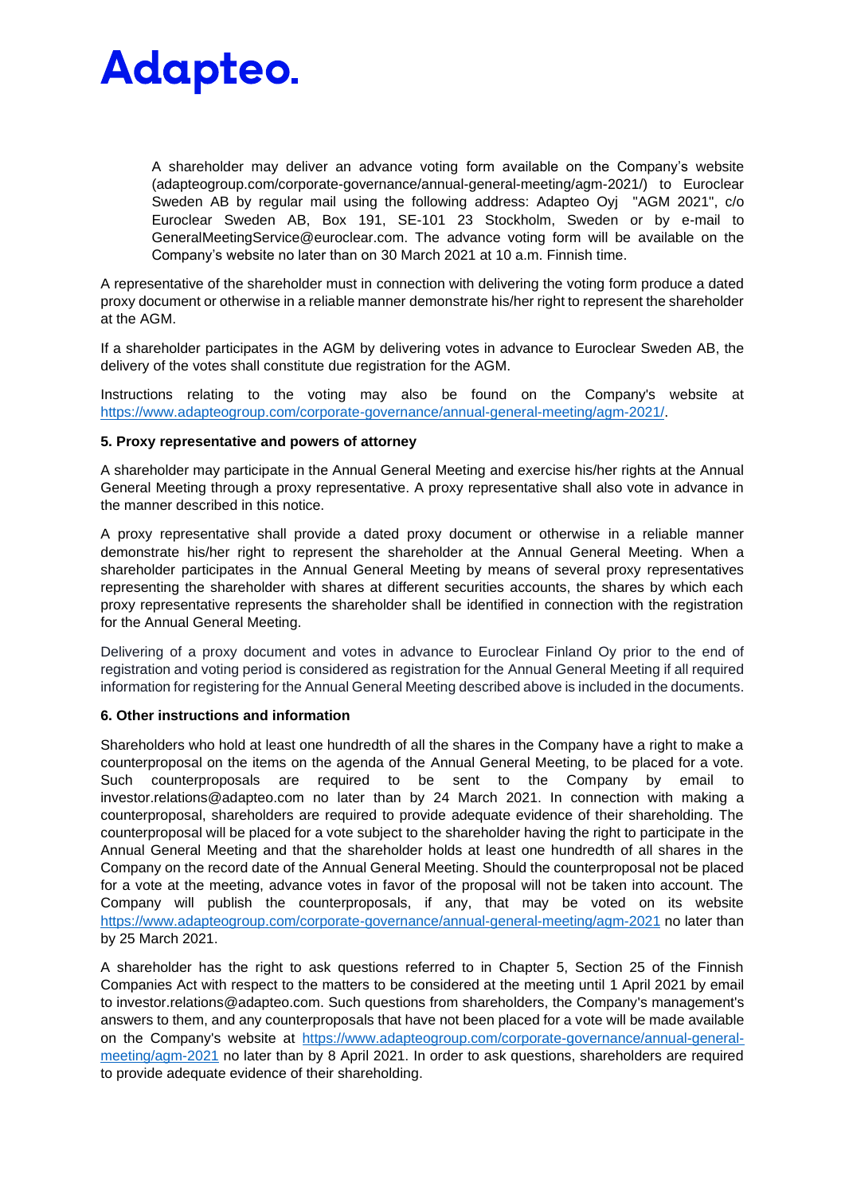A shareholder may deliver an advance voting form available on the Company's website (adapteogroup.com/corporate-governance/annual-general-meeting/agm-2021/) to Euroclear Sweden AB by regular mail using the following address: Adapteo Oyj "AGM 2021", c/o Euroclear Sweden AB, Box 191, SE-101 23 Stockholm, Sweden or by e-mail to GeneralMeetingService@euroclear.com. The advance voting form will be available on the Company's website no later than on 30 March 2021 at 10 a.m. Finnish time.

A representative of the shareholder must in connection with delivering the voting form produce a dated proxy document or otherwise in a reliable manner demonstrate his/her right to represent the shareholder at the AGM.

If a shareholder participates in the AGM by delivering votes in advance to Euroclear Sweden AB, the delivery of the votes shall constitute due registration for the AGM.

Instructions relating to the voting may also be found on the Company's website at https://www.adapteogroup.com/corporate-governance/annual-general-meeting/agm-2021/.

**5. Proxy representative and powers of attorney**

A shareholder may participate in the Annual General Meeting and exercise his/her rights at the Annual General Meeting through a proxy representative. A proxy representative shall also vote in advance in the manner described in this notice.

A proxy representative shall provide a dated proxy document or otherwise in a reliable manner demonstrate his/her right to represent the shareholder at the Annual General Meeting. When a shareholder participates in the Annual General Meeting by means of several proxy representatives representing the shareholder with shares at different securities accounts, the shares by which each proxy representative represents the shareholder shall be identified in connection with the registration for the Annual General Meeting.

Delivering of a proxy document and votes in advance to Euroclear Finland Oy prior to the end of registration and voting period is considered as registration for the Annual General Meeting if all required information for registering for the Annual General Meeting described above is included in the documents.

**6. Other instructions and information**

Shareholders who hold at least one hundredth of all the shares in the Company have a right to make a counterproposal on the items on the agenda of the Annual General Meeting, to be placed for a vote. Such counterproposals are required to be sent to the Company by email to investor.relations@adapteo.com no later than by 24 March 2021. In connection with making a counterproposal, shareholders are required to provide adequate evidence of their shareholding. The counterproposal will be placed for a vote subject to the shareholder having the right to participate in the Annual General Meeting and that the shareholder holds at least one hundredth of all shares in the Company on the record date of the Annual General Meeting. Should the counterproposal not be placed for a vote at the meeting, advance votes in favor of the proposal will not be taken into account. The Company will publish the counterproposals, if any, that may be voted on its website https://www.adapteogroup.com/corporate-governance/annual-general-meeting/agm-2021 no later than by 25 March 2021.

A shareholder has the right to ask questions referred to in Chapter 5, Section 25 of the Finnish Companies Act with respect to the matters to be considered at the meeting until 1 April 2021 by email to investor.relations@adapteo.com. Such questions from shareholders, the Company's management's answers to them, and any counterproposals that have not been placed for a vote will be made available on the Company's website at https://www.adapteogroup.com/corporate-governance/annual-general-meeting/agm-2021 no later than by 8 April 2021. In order to ask questions, shareholders are required to provide adequate evidence of their shareholding.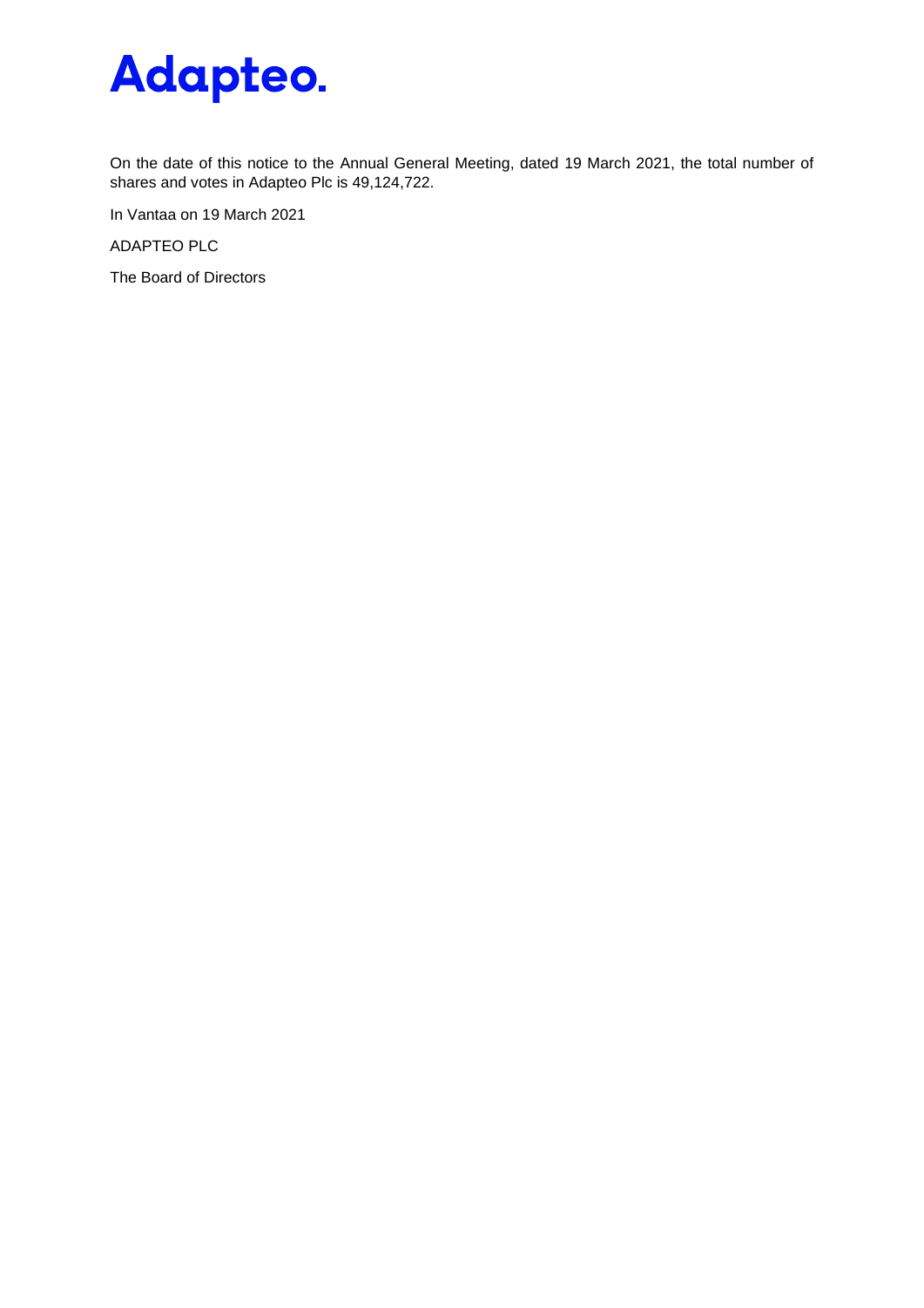On the date of this notice to the Annual General Meeting, dated 19 March 2021, the total number of shares and votes in Adapteo Plc is 49,124,722.

In Vantaa on 19 March 2021

ADAPTEO PLC

The Board of Directors